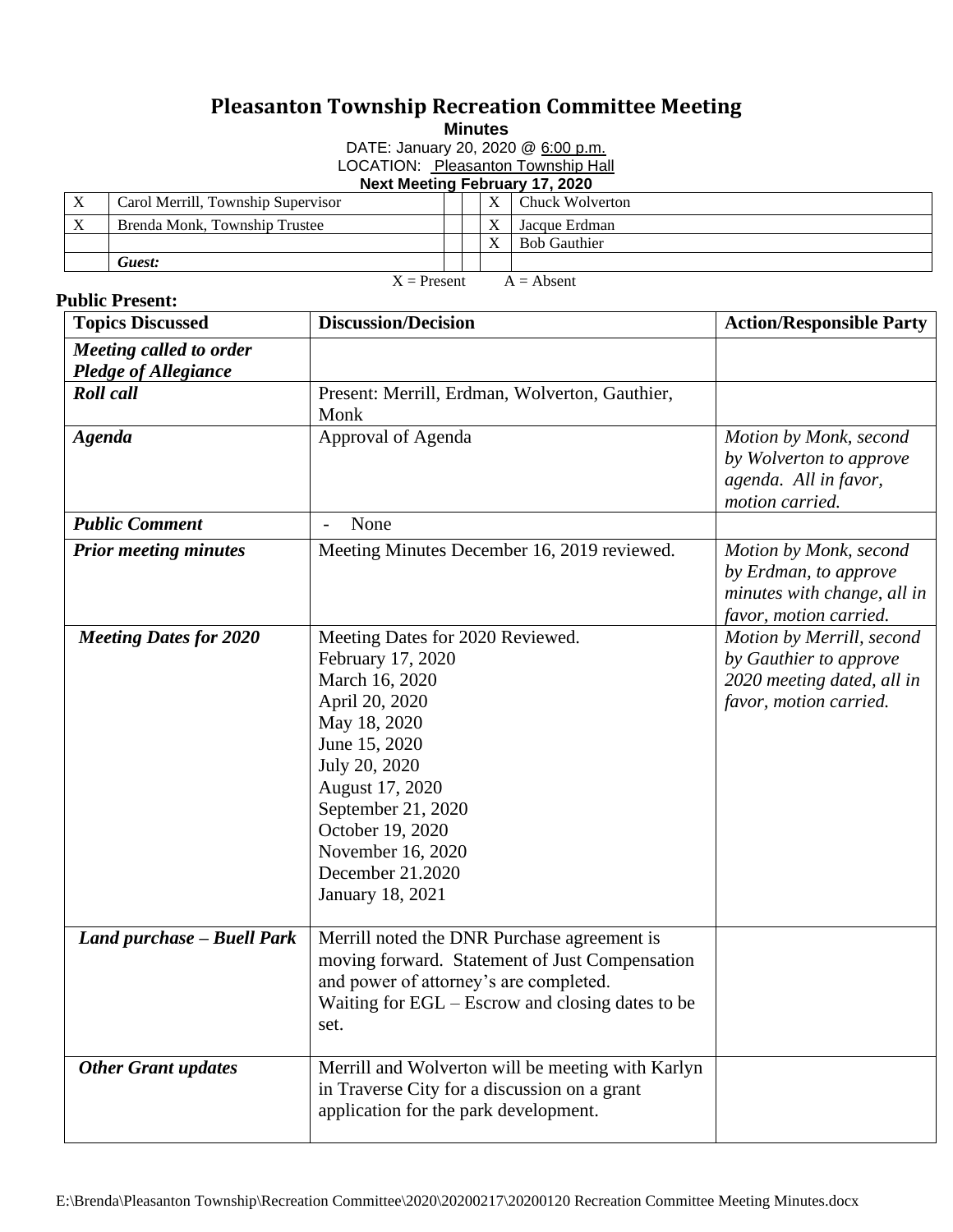# Pleasanton Township Recreation Committee Meeting

**Minutes**

DATE: January 20, 2020 @ 6:00 p.m.

LOCATION: Pleasanton Township Hall

**Next Meeting February 17, 2020**

| | | | | | |
|---|---|---|---|---|---|
| X | Carol Merrill, Township Supervisor | | | X | Chuck Wolverton |
| X | Brenda Monk, Township Trustee | | | X | Jacque Erdman |
| | | | | X | Bob Gauthier |
| | ***Guest:*** | | | | |

X = Present A = Absent

**Public Present:**

| Topics Discussed | Discussion/Decision | Action/Responsible Party |
|---|---|---|
| ***Meeting called to order Pledge of Allegiance*** | | |
| ***Roll call*** | Present: Merrill, Erdman, Wolverton, Gauthier, Monk | |
| ***Agenda*** | Approval of Agenda | *Motion by Monk, second by Wolverton to approve agenda. All in favor, motion carried.* |
| ***Public Comment*** | - None | |
| ***Prior meeting minutes*** | Meeting Minutes December 16, 2019 reviewed. | *Motion by Monk, second by Erdman, to approve minutes with change, all in favor, motion carried.* |
| ***Meeting Dates for 2020*** | Meeting Dates for 2020 Reviewed.<br>February 17, 2020<br>March 16, 2020<br>April 20, 2020<br>May 18, 2020<br>June 15, 2020<br>July 20, 2020<br>August 17, 2020<br>September 21, 2020<br>October 19, 2020<br>November 16, 2020<br>December 21.2020<br>January 18, 2021 | *Motion by Merrill, second by Gauthier to approve 2020 meeting dated, all in favor, motion carried.* |
| ***Land purchase – Buell Park*** | Merrill noted the DNR Purchase agreement is moving forward. Statement of Just Compensation and power of attorney's are completed.<br>Waiting for EGL – Escrow and closing dates to be set. | |
| ***Other Grant updates*** | Merrill and Wolverton will be meeting with Karlyn in Traverse City for a discussion on a grant application for the park development. | |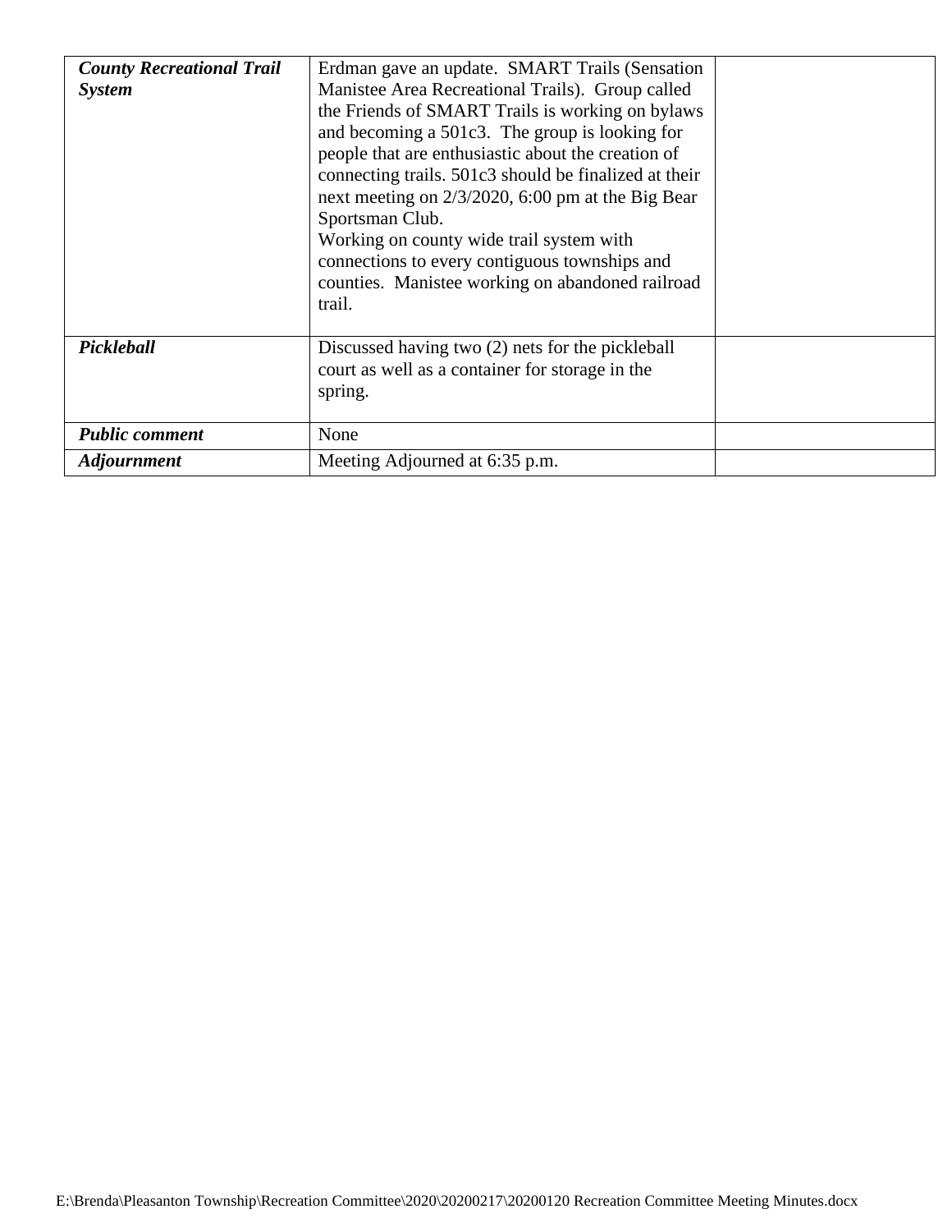| | | |
|---|---|---|
| ***County Recreational Trail System*** | Erdman gave an update. SMART Trails (Sensation Manistee Area Recreational Trails). Group called the Friends of SMART Trails is working on bylaws and becoming a 501c3. The group is looking for people that are enthusiastic about the creation of connecting trails. 501c3 should be finalized at their next meeting on 2/3/2020, 6:00 pm at the Big Bear Sportsman Club.<br>Working on county wide trail system with connections to every contiguous townships and counties. Manistee working on abandoned railroad trail. | |
| ***Pickleball*** | Discussed having two (2) nets for the pickleball court as well as a container for storage in the spring. | |
| ***Public comment*** | None | |
| ***Adjournment*** | Meeting Adjourned at 6:35 p.m. | |

E:\Brenda\Pleasanton Township\Recreation Committee\2020\20200217\20200120 Recreation Committee Meeting Minutes.docx